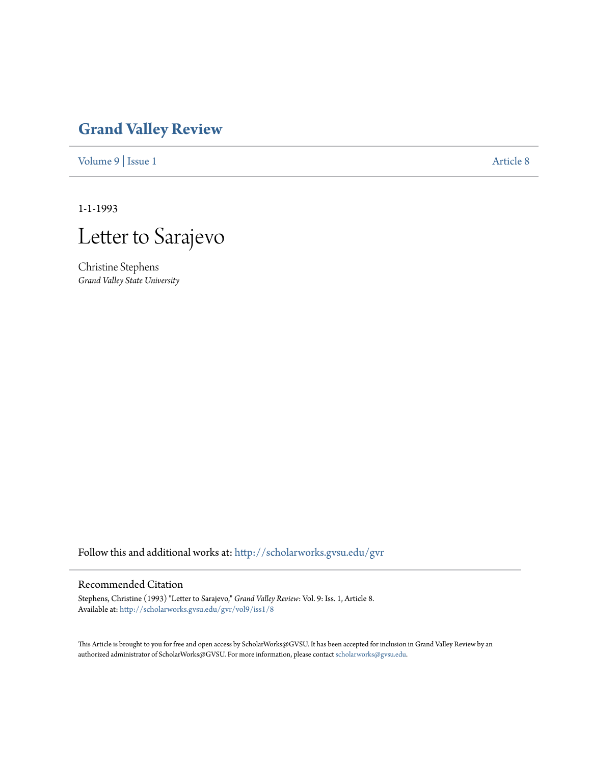# Grand Valley Review

Volume 9 | Issue 1 Article 8

1-1-1993

# Letter to Sarajevo

Christine Stephens
*Grand Valley State University*

Follow this and additional works at: http://scholarworks.gvsu.edu/gvr

## Recommended Citation

Stephens, Christine (1993) "Letter to Sarajevo," *Grand Valley Review*: Vol. 9: Iss. 1, Article 8.
Available at: http://scholarworks.gvsu.edu/gvr/vol9/iss1/8

This Article is brought to you for free and open access by ScholarWorks@GVSU. It has been accepted for inclusion in Grand Valley Review by an authorized administrator of ScholarWorks@GVSU. For more information, please contact scholarworks@gvsu.edu.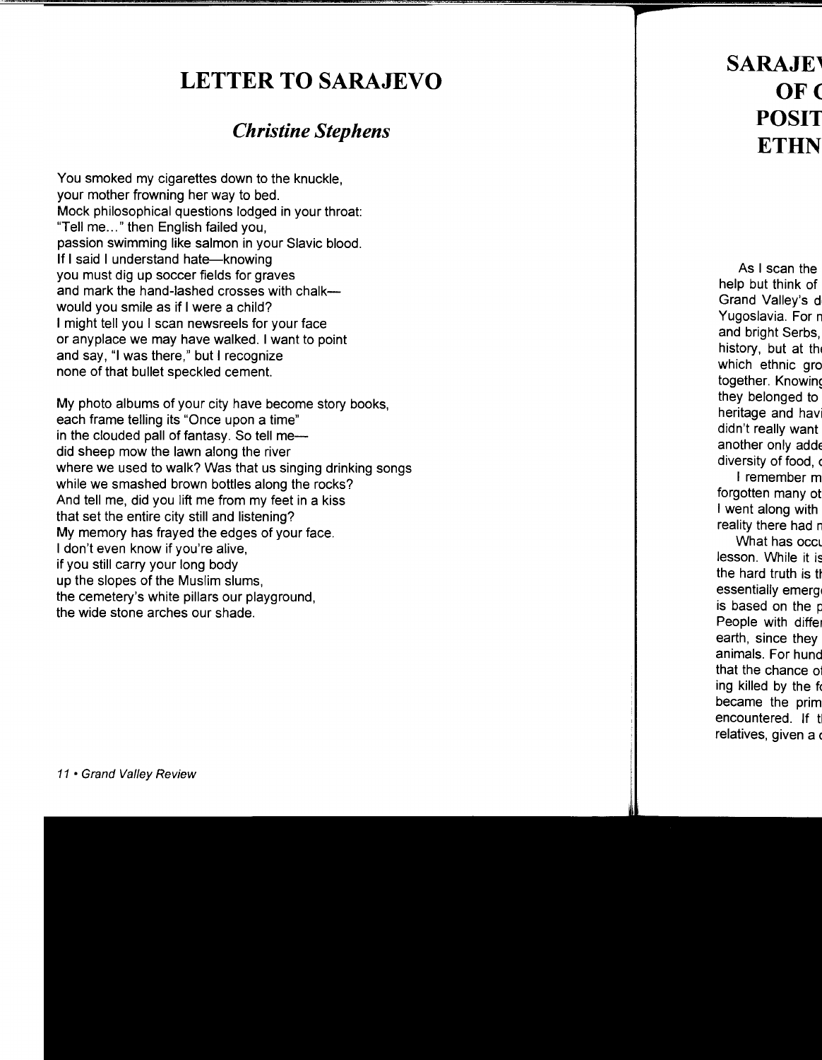# LETTER TO SARAJEVO

## *Christine Stephens*

You smoked my cigarettes down to the knuckle,
your mother frowning her way to bed.
Mock philosophical questions lodged in your throat:
"Tell me..." then English failed you,
passion swimming like salmon in your Slavic blood.
If I said I understand hate—knowing
you must dig up soccer fields for graves
and mark the hand-lashed crosses with chalk—
would you smile as if I were a child?
I might tell you I scan newsreels for your face
or anyplace we may have walked. I want to point
and say, "I was there," but I recognize
none of that bullet speckled cement.

My photo albums of your city have become story books,
each frame telling its "Once upon a time"
in the clouded pall of fantasy. So tell me—
did sheep mow the lawn along the river
where we used to walk? Was that us singing drinking songs
while we smashed brown bottles along the rocks?
And tell me, did you lift me from my feet in a kiss
that set the entire city still and listening?
My memory has frayed the edges of your face.
I don't even know if you're alive,
if you still carry your long body
up the slopes of the Muslim slums,
the cemetery's white pillars our playground,
the wide stone arches our shade.